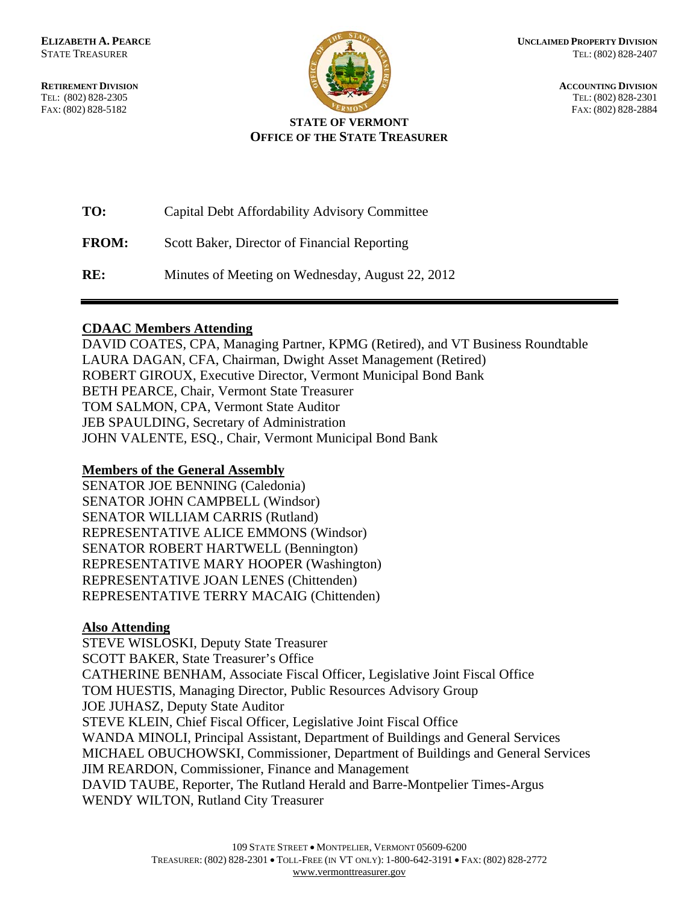**ELIZABETH A. PEARCE**
STATE TREASURER

**RETIREMENT DIVISION**
TEL: (802) 828-2305
FAX: (802) 828-5182

**UNCLAIMED PROPERTY DIVISION**
TEL: (802) 828-2407

**ACCOUNTING DIVISION**
TEL: (802) 828-2301
FAX: (802) 828-2884

**STATE OF VERMONT**
**OFFICE OF THE STATE TREASURER**

**TO:** Capital Debt Affordability Advisory Committee

**FROM:** Scott Baker, Director of Financial Reporting

**RE:** Minutes of Meeting on Wednesday, August 22, 2012

---

## CDAAC Members Attending

DAVID COATES, CPA, Managing Partner, KPMG (Retired), and VT Business Roundtable
LAURA DAGAN, CFA, Chairman, Dwight Asset Management (Retired)
ROBERT GIROUX, Executive Director, Vermont Municipal Bond Bank
BETH PEARCE, Chair, Vermont State Treasurer
TOM SALMON, CPA, Vermont State Auditor
JEB SPAULDING, Secretary of Administration
JOHN VALENTE, ESQ., Chair, Vermont Municipal Bond Bank

## Members of the General Assembly

SENATOR JOE BENNING (Caledonia)
SENATOR JOHN CAMPBELL (Windsor)
SENATOR WILLIAM CARRIS (Rutland)
REPRESENTATIVE ALICE EMMONS (Windsor)
SENATOR ROBERT HARTWELL (Bennington)
REPRESENTATIVE MARY HOOPER (Washington)
REPRESENTATIVE JOAN LENES (Chittenden)
REPRESENTATIVE TERRY MACAIG (Chittenden)

## Also Attending

STEVE WISLOSKI, Deputy State Treasurer
SCOTT BAKER, State Treasurer's Office
CATHERINE BENHAM, Associate Fiscal Officer, Legislative Joint Fiscal Office
TOM HUESTIS, Managing Director, Public Resources Advisory Group
JOE JUHASZ, Deputy State Auditor
STEVE KLEIN, Chief Fiscal Officer, Legislative Joint Fiscal Office
WANDA MINOLI, Principal Assistant, Department of Buildings and General Services
MICHAEL OBUCHOWSKI, Commissioner, Department of Buildings and General Services
JIM REARDON, Commissioner, Finance and Management
DAVID TAUBE, Reporter, The Rutland Herald and Barre-Montpelier Times-Argus
WENDY WILTON, Rutland City Treasurer

109 STATE STREET • MONTPELIER, VERMONT 05609-6200
TREASURER: (802) 828-2301 • TOLL-FREE (IN VT ONLY): 1-800-642-3191 • FAX: (802) 828-2772
www.vermonttreasurer.gov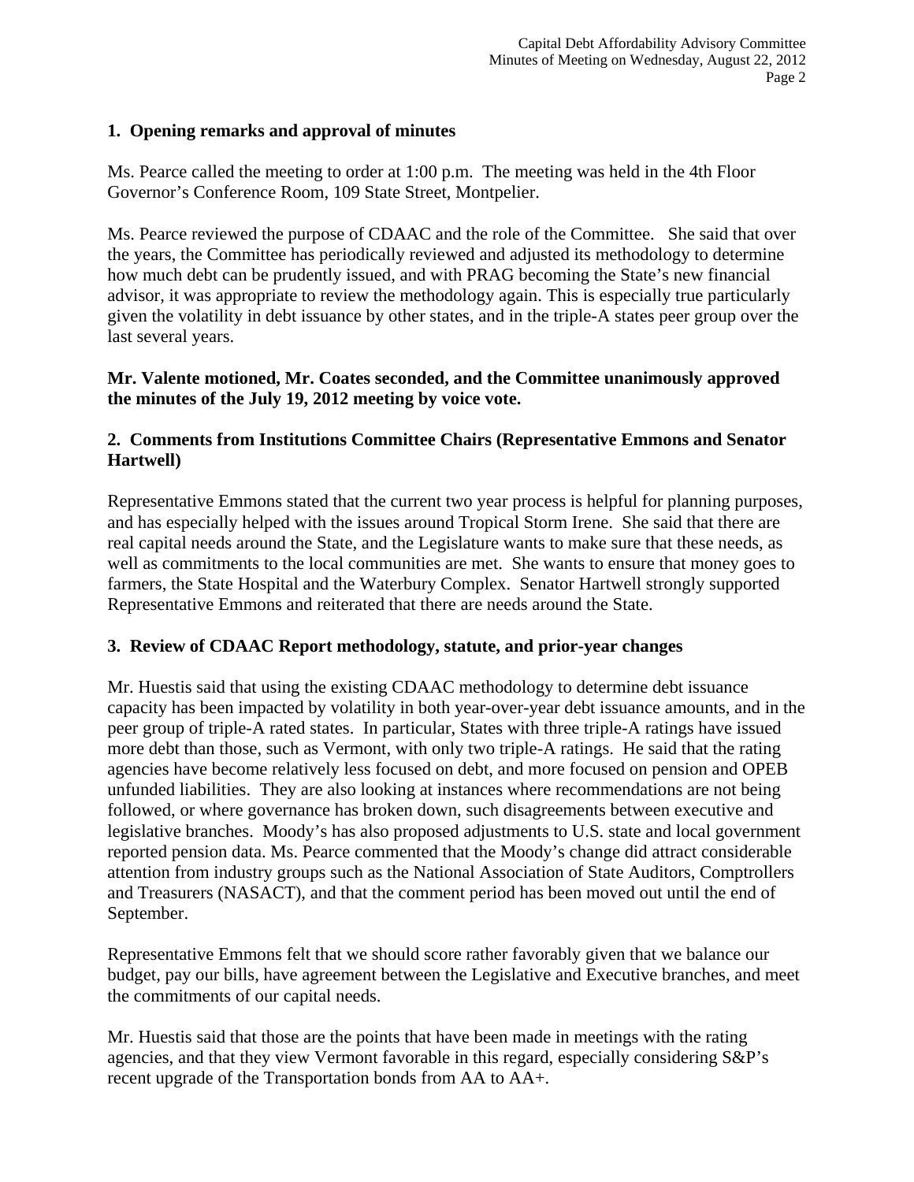**1. Opening remarks and approval of minutes**

Ms. Pearce called the meeting to order at 1:00 p.m. The meeting was held in the 4th Floor Governor's Conference Room, 109 State Street, Montpelier.

Ms. Pearce reviewed the purpose of CDAAC and the role of the Committee. She said that over the years, the Committee has periodically reviewed and adjusted its methodology to determine how much debt can be prudently issued, and with PRAG becoming the State's new financial advisor, it was appropriate to review the methodology again. This is especially true particularly given the volatility in debt issuance by other states, and in the triple-A states peer group over the last several years.

**Mr. Valente motioned, Mr. Coates seconded, and the Committee unanimously approved the minutes of the July 19, 2012 meeting by voice vote.**

**2. Comments from Institutions Committee Chairs (Representative Emmons and Senator Hartwell)**

Representative Emmons stated that the current two year process is helpful for planning purposes, and has especially helped with the issues around Tropical Storm Irene. She said that there are real capital needs around the State, and the Legislature wants to make sure that these needs, as well as commitments to the local communities are met. She wants to ensure that money goes to farmers, the State Hospital and the Waterbury Complex. Senator Hartwell strongly supported Representative Emmons and reiterated that there are needs around the State.

**3. Review of CDAAC Report methodology, statute, and prior-year changes**

Mr. Huestis said that using the existing CDAAC methodology to determine debt issuance capacity has been impacted by volatility in both year-over-year debt issuance amounts, and in the peer group of triple-A rated states. In particular, States with three triple-A ratings have issued more debt than those, such as Vermont, with only two triple-A ratings. He said that the rating agencies have become relatively less focused on debt, and more focused on pension and OPEB unfunded liabilities. They are also looking at instances where recommendations are not being followed, or where governance has broken down, such disagreements between executive and legislative branches. Moody's has also proposed adjustments to U.S. state and local government reported pension data. Ms. Pearce commented that the Moody's change did attract considerable attention from industry groups such as the National Association of State Auditors, Comptrollers and Treasurers (NASACT), and that the comment period has been moved out until the end of September.

Representative Emmons felt that we should score rather favorably given that we balance our budget, pay our bills, have agreement between the Legislative and Executive branches, and meet the commitments of our capital needs.

Mr. Huestis said that those are the points that have been made in meetings with the rating agencies, and that they view Vermont favorable in this regard, especially considering S&P's recent upgrade of the Transportation bonds from AA to AA+.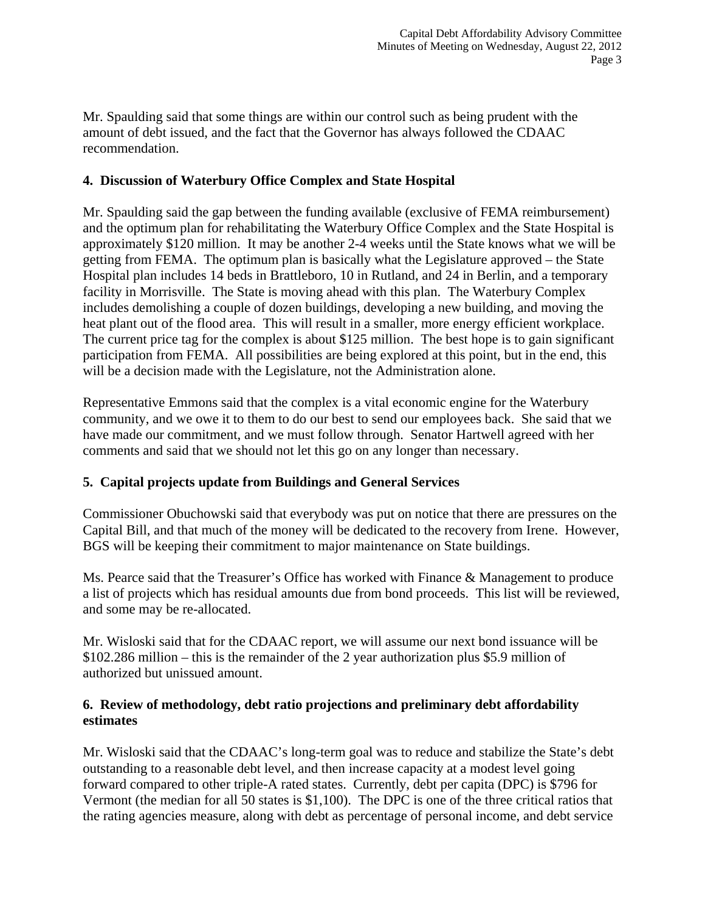Mr. Spaulding said that some things are within our control such as being prudent with the amount of debt issued, and the fact that the Governor has always followed the CDAAC recommendation.

**4. Discussion of Waterbury Office Complex and State Hospital**

Mr. Spaulding said the gap between the funding available (exclusive of FEMA reimbursement) and the optimum plan for rehabilitating the Waterbury Office Complex and the State Hospital is approximately $120 million. It may be another 2-4 weeks until the State knows what we will be getting from FEMA. The optimum plan is basically what the Legislature approved – the State Hospital plan includes 14 beds in Brattleboro, 10 in Rutland, and 24 in Berlin, and a temporary facility in Morrisville. The State is moving ahead with this plan. The Waterbury Complex includes demolishing a couple of dozen buildings, developing a new building, and moving the heat plant out of the flood area. This will result in a smaller, more energy efficient workplace. The current price tag for the complex is about $125 million. The best hope is to gain significant participation from FEMA. All possibilities are being explored at this point, but in the end, this will be a decision made with the Legislature, not the Administration alone.

Representative Emmons said that the complex is a vital economic engine for the Waterbury community, and we owe it to them to do our best to send our employees back. She said that we have made our commitment, and we must follow through. Senator Hartwell agreed with her comments and said that we should not let this go on any longer than necessary.

**5. Capital projects update from Buildings and General Services**

Commissioner Obuchowski said that everybody was put on notice that there are pressures on the Capital Bill, and that much of the money will be dedicated to the recovery from Irene. However, BGS will be keeping their commitment to major maintenance on State buildings.

Ms. Pearce said that the Treasurer's Office has worked with Finance & Management to produce a list of projects which has residual amounts due from bond proceeds. This list will be reviewed, and some may be re-allocated.

Mr. Wisloski said that for the CDAAC report, we will assume our next bond issuance will be $102.286 million – this is the remainder of the 2 year authorization plus $5.9 million of authorized but unissued amount.

**6. Review of methodology, debt ratio projections and preliminary debt affordability estimates**

Mr. Wisloski said that the CDAAC's long-term goal was to reduce and stabilize the State's debt outstanding to a reasonable debt level, and then increase capacity at a modest level going forward compared to other triple-A rated states. Currently, debt per capita (DPC) is $796 for Vermont (the median for all 50 states is $1,100). The DPC is one of the three critical ratios that the rating agencies measure, along with debt as percentage of personal income, and debt service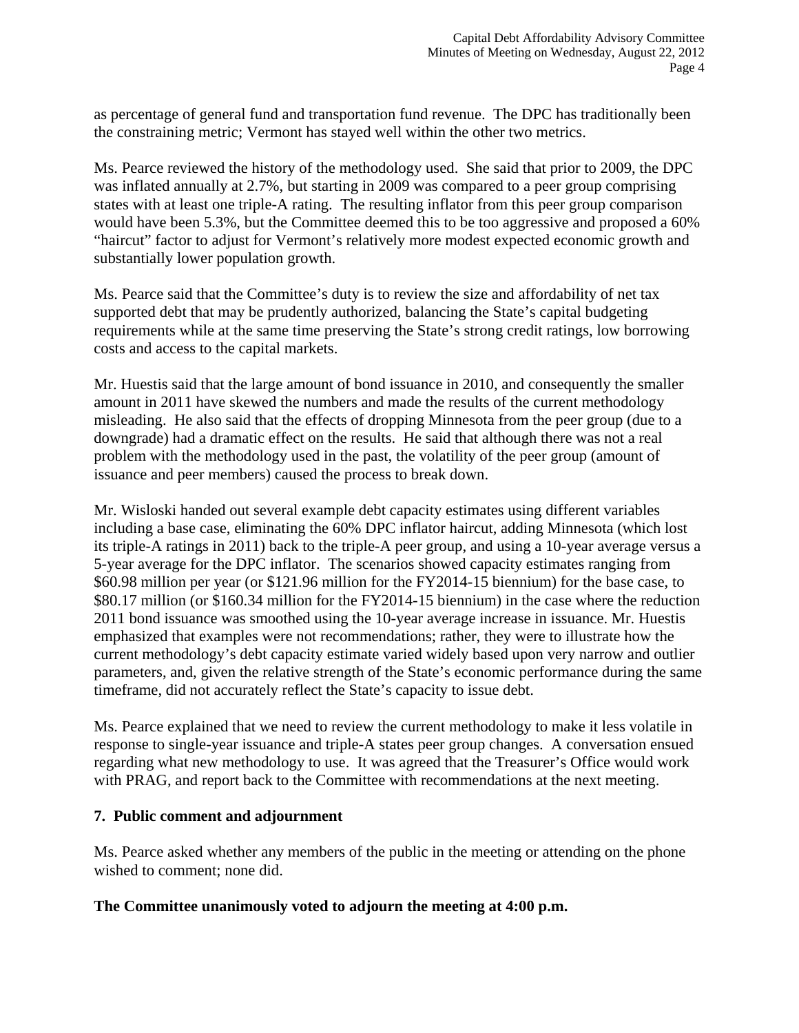as percentage of general fund and transportation fund revenue. The DPC has traditionally been the constraining metric; Vermont has stayed well within the other two metrics.

Ms. Pearce reviewed the history of the methodology used. She said that prior to 2009, the DPC was inflated annually at 2.7%, but starting in 2009 was compared to a peer group comprising states with at least one triple-A rating. The resulting inflator from this peer group comparison would have been 5.3%, but the Committee deemed this to be too aggressive and proposed a 60% "haircut" factor to adjust for Vermont's relatively more modest expected economic growth and substantially lower population growth.

Ms. Pearce said that the Committee's duty is to review the size and affordability of net tax supported debt that may be prudently authorized, balancing the State's capital budgeting requirements while at the same time preserving the State's strong credit ratings, low borrowing costs and access to the capital markets.

Mr. Huestis said that the large amount of bond issuance in 2010, and consequently the smaller amount in 2011 have skewed the numbers and made the results of the current methodology misleading. He also said that the effects of dropping Minnesota from the peer group (due to a downgrade) had a dramatic effect on the results. He said that although there was not a real problem with the methodology used in the past, the volatility of the peer group (amount of issuance and peer members) caused the process to break down.

Mr. Wisloski handed out several example debt capacity estimates using different variables including a base case, eliminating the 60% DPC inflator haircut, adding Minnesota (which lost its triple-A ratings in 2011) back to the triple-A peer group, and using a 10-year average versus a 5-year average for the DPC inflator. The scenarios showed capacity estimates ranging from $60.98 million per year (or $121.96 million for the FY2014-15 biennium) for the base case, to $80.17 million (or $160.34 million for the FY2014-15 biennium) in the case where the reduction 2011 bond issuance was smoothed using the 10-year average increase in issuance. Mr. Huestis emphasized that examples were not recommendations; rather, they were to illustrate how the current methodology's debt capacity estimate varied widely based upon very narrow and outlier parameters, and, given the relative strength of the State's economic performance during the same timeframe, did not accurately reflect the State's capacity to issue debt.

Ms. Pearce explained that we need to review the current methodology to make it less volatile in response to single-year issuance and triple-A states peer group changes. A conversation ensued regarding what new methodology to use. It was agreed that the Treasurer's Office would work with PRAG, and report back to the Committee with recommendations at the next meeting.

## 7. Public comment and adjournment

Ms. Pearce asked whether any members of the public in the meeting or attending on the phone wished to comment; none did.

**The Committee unanimously voted to adjourn the meeting at 4:00 p.m.**